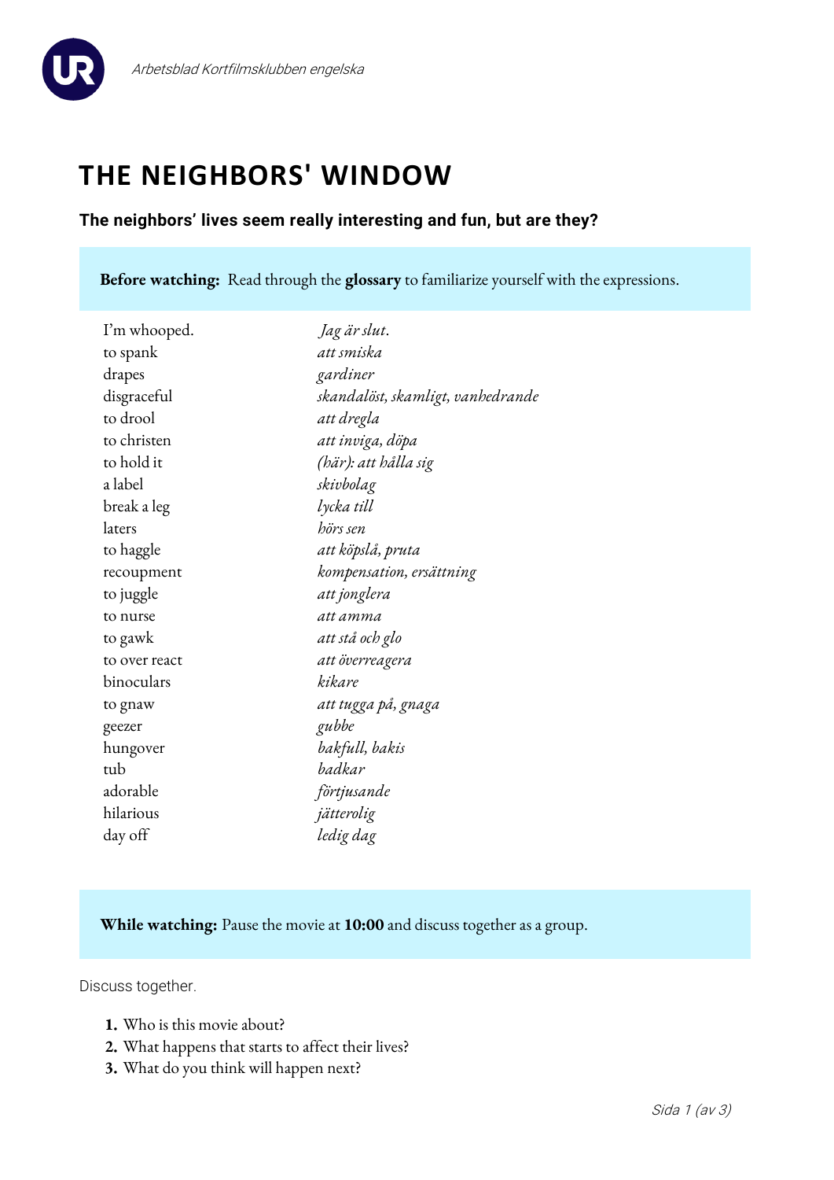# THE NEIGHBORS' WINDOW

**The neighbors' lives seem really interesting and fun, but are they?**

**Before watching:** Read through the **glossary** to familiarize yourself with the expressions.

| | |
|---|---|
| I'm whooped. | *Jag är slut.* |
| to spank | *att smiska* |
| drapes | *gardiner* |
| disgraceful | *skandalöst, skamligt, vanhedrande* |
| to drool | *att dregla* |
| to christen | *att inviga, döpa* |
| to hold it | *(här): att hålla sig* |
| a label | *skivbolag* |
| break a leg | *lycka till* |
| laters | *hörs sen* |
| to haggle | *att köpslå, pruta* |
| recoupment | *kompensation, ersättning* |
| to juggle | *att jonglera* |
| to nurse | *att amma* |
| to gawk | *att stå och glo* |
| to over react | *att överreagera* |
| binoculars | *kikare* |
| to gnaw | *att tugga på, gnaga* |
| geezer | *gubbe* |
| hungover | *bakfull, bakis* |
| tub | *badkar* |
| adorable | *förtjusande* |
| hilarious | *jätterolig* |
| day off | *ledig dag* |

**While watching:** Pause the movie at **10:00** and discuss together as a group.

Discuss together.

1. Who is this movie about?
2. What happens that starts to affect their lives?
3. What do you think will happen next?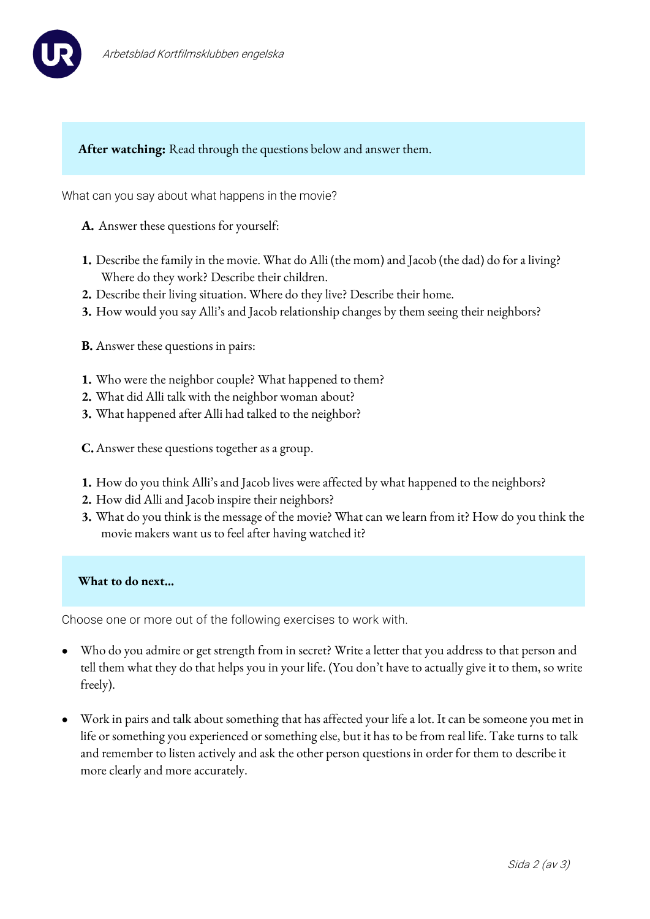**After watching:** Read through the questions below and answer them.

What can you say about what happens in the movie?

**A.** Answer these questions for yourself:

1. Describe the family in the movie. What do Alli (the mom) and Jacob (the dad) do for a living? Where do they work? Describe their children.
2. Describe their living situation. Where do they live? Describe their home.
3. How would you say Alli's and Jacob relationship changes by them seeing their neighbors?

**B.** Answer these questions in pairs:

1. Who were the neighbor couple? What happened to them?
2. What did Alli talk with the neighbor woman about?
3. What happened after Alli had talked to the neighbor?

**C.** Answer these questions together as a group.

1. How do you think Alli's and Jacob lives were affected by what happened to the neighbors?
2. How did Alli and Jacob inspire their neighbors?
3. What do you think is the message of the movie? What can we learn from it? How do you think the movie makers want us to feel after having watched it?

**What to do next...**

Choose one or more out of the following exercises to work with.

- Who do you admire or get strength from in secret? Write a letter that you address to that person and tell them what they do that helps you in your life. (You don't have to actually give it to them, so write freely).

- Work in pairs and talk about something that has affected your life a lot. It can be someone you met in life or something you experienced or something else, but it has to be from real life. Take turns to talk and remember to listen actively and ask the other person questions in order for them to describe it more clearly and more accurately.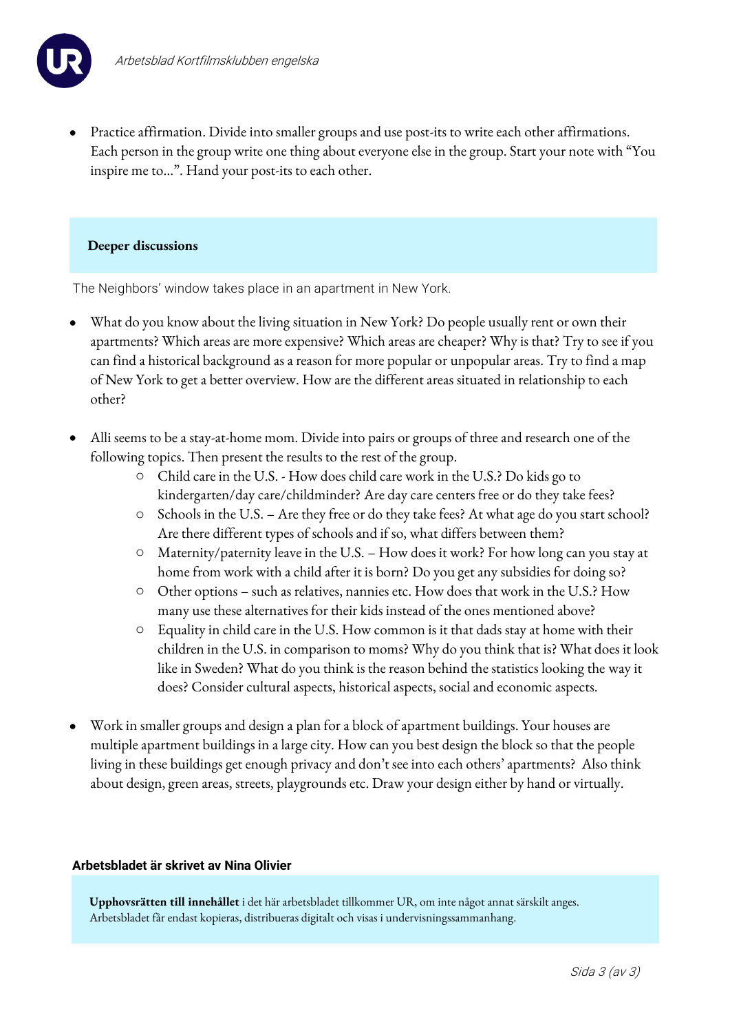- Practice affirmation. Divide into smaller groups and use post-its to write each other affirmations. Each person in the group write one thing about everyone else in the group. Start your note with "You inspire me to…". Hand your post-its to each other.

## Deeper discussions

The Neighbors' window takes place in an apartment in New York.

- What do you know about the living situation in New York? Do people usually rent or own their apartments? Which areas are more expensive? Which areas are cheaper? Why is that? Try to see if you can find a historical background as a reason for more popular or unpopular areas. Try to find a map of New York to get a better overview. How are the different areas situated in relationship to each other?

- Alli seems to be a stay-at-home mom. Divide into pairs or groups of three and research one of the following topics. Then present the results to the rest of the group.
  - Child care in the U.S. - How does child care work in the U.S.? Do kids go to kindergarten/day care/childminder? Are day care centers free or do they take fees?
  - Schools in the U.S. – Are they free or do they take fees? At what age do you start school? Are there different types of schools and if so, what differs between them?
  - Maternity/paternity leave in the U.S. – How does it work? For how long can you stay at home from work with a child after it is born? Do you get any subsidies for doing so?
  - Other options – such as relatives, nannies etc. How does that work in the U.S.? How many use these alternatives for their kids instead of the ones mentioned above?
  - Equality in child care in the U.S. How common is it that dads stay at home with their children in the U.S. in comparison to moms? Why do you think that is? What does it look like in Sweden? What do you think is the reason behind the statistics looking the way it does? Consider cultural aspects, historical aspects, social and economic aspects.

- Work in smaller groups and design a plan for a block of apartment buildings. Your houses are multiple apartment buildings in a large city. How can you best design the block so that the people living in these buildings get enough privacy and don't see into each others' apartments? Also think about design, green areas, streets, playgrounds etc. Draw your design either by hand or virtually.

**Arbetsbladet är skrivet av Nina Olivier**

**Upphovsrätten till innehållet** i det här arbetsbladet tillkommer UR, om inte något annat särskilt anges. Arbetsbladet får endast kopieras, distribueras digitalt och visas i undervisningssammanhang.